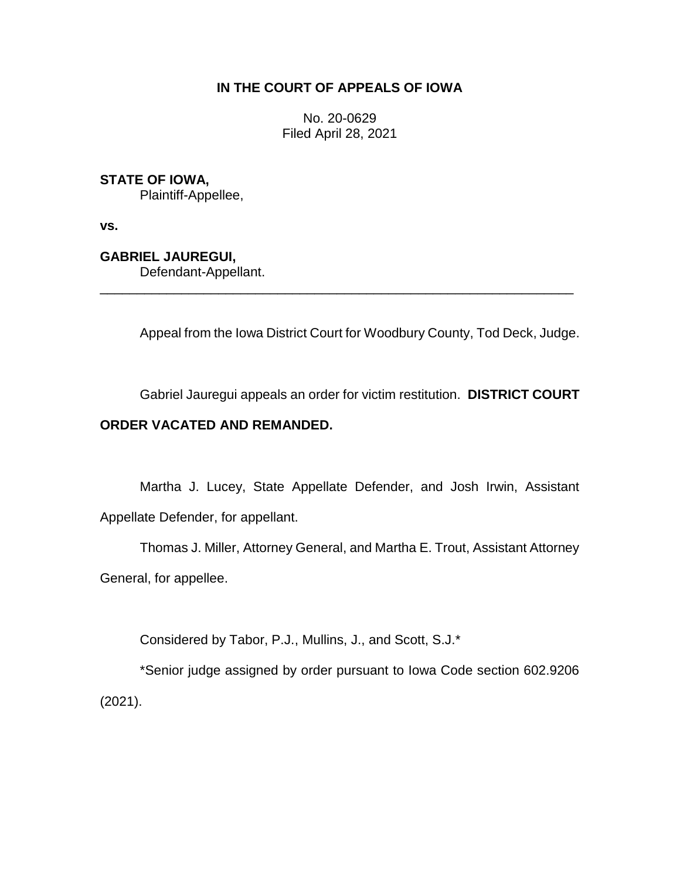**IN THE COURT OF APPEALS OF IOWA**

No. 20-0629
Filed April 28, 2021

**STATE OF IOWA,**
Plaintiff-Appellee,

**vs.**

**GABRIEL JAUREGUI,**
Defendant-Appellant.

---

Appeal from the Iowa District Court for Woodbury County, Tod Deck, Judge.

Gabriel Jauregui appeals an order for victim restitution. **DISTRICT COURT ORDER VACATED AND REMANDED.**

Martha J. Lucey, State Appellate Defender, and Josh Irwin, Assistant Appellate Defender, for appellant.

Thomas J. Miller, Attorney General, and Martha E. Trout, Assistant Attorney General, for appellee.

Considered by Tabor, P.J., Mullins, J., and Scott, S.J.*

*Senior judge assigned by order pursuant to Iowa Code section 602.9206 (2021).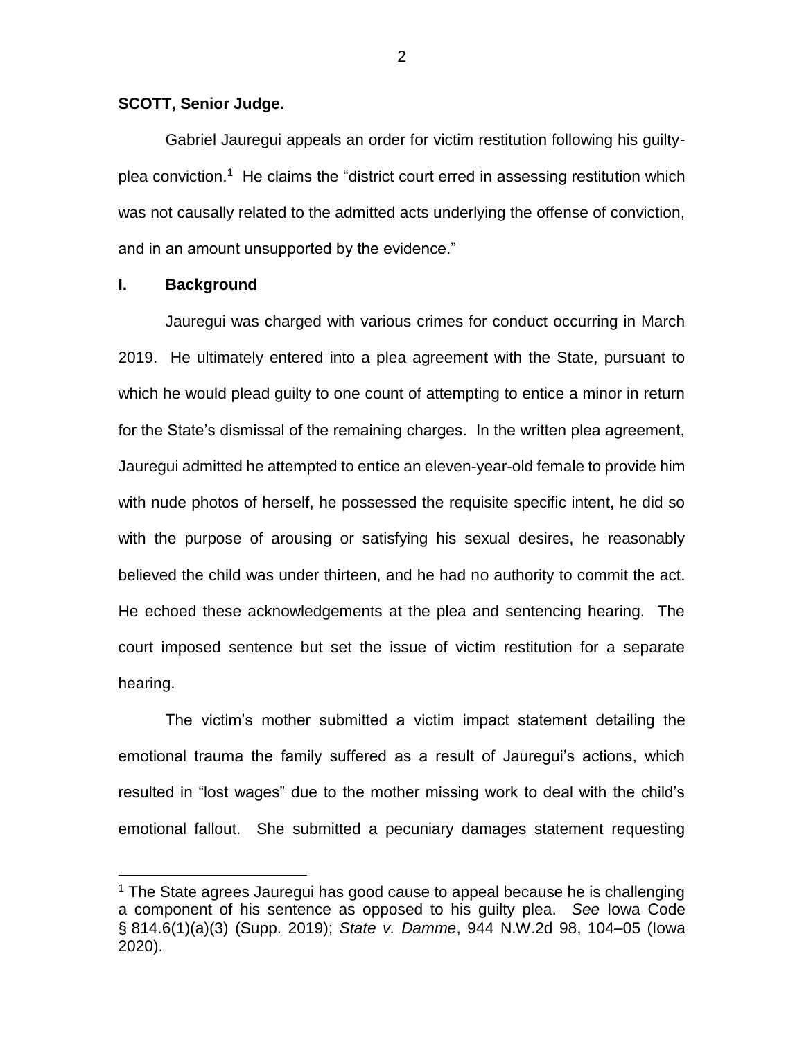**SCOTT, Senior Judge.**

Gabriel Jauregui appeals an order for victim restitution following his guilty-plea conviction.[1] He claims the "district court erred in assessing restitution which was not causally related to the admitted acts underlying the offense of conviction, and in an amount unsupported by the evidence."

## I. Background

Jauregui was charged with various crimes for conduct occurring in March 2019. He ultimately entered into a plea agreement with the State, pursuant to which he would plead guilty to one count of attempting to entice a minor in return for the State's dismissal of the remaining charges. In the written plea agreement, Jauregui admitted he attempted to entice an eleven-year-old female to provide him with nude photos of herself, he possessed the requisite specific intent, he did so with the purpose of arousing or satisfying his sexual desires, he reasonably believed the child was under thirteen, and he had no authority to commit the act. He echoed these acknowledgements at the plea and sentencing hearing. The court imposed sentence but set the issue of victim restitution for a separate hearing.

The victim's mother submitted a victim impact statement detailing the emotional trauma the family suffered as a result of Jauregui's actions, which resulted in "lost wages" due to the mother missing work to deal with the child's emotional fallout. She submitted a pecuniary damages statement requesting

---

[1] The State agrees Jauregui has good cause to appeal because he is challenging a component of his sentence as opposed to his guilty plea. *See* Iowa Code § 814.6(1)(a)(3) (Supp. 2019); *State v. Damme*, 944 N.W.2d 98, 104–05 (Iowa 2020).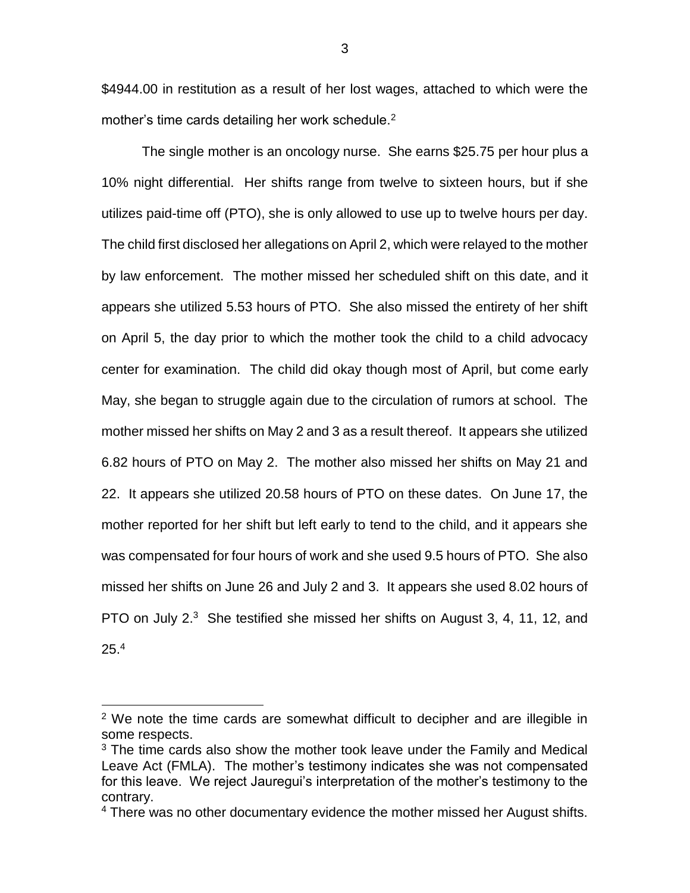$4944.00 in restitution as a result of her lost wages, attached to which were the mother's time cards detailing her work schedule.[2]

The single mother is an oncology nurse. She earns $25.75 per hour plus a 10% night differential. Her shifts range from twelve to sixteen hours, but if she utilizes paid-time off (PTO), she is only allowed to use up to twelve hours per day. The child first disclosed her allegations on April 2, which were relayed to the mother by law enforcement. The mother missed her scheduled shift on this date, and it appears she utilized 5.53 hours of PTO. She also missed the entirety of her shift on April 5, the day prior to which the mother took the child to a child advocacy center for examination. The child did okay though most of April, but come early May, she began to struggle again due to the circulation of rumors at school. The mother missed her shifts on May 2 and 3 as a result thereof. It appears she utilized 6.82 hours of PTO on May 2. The mother also missed her shifts on May 21 and 22. It appears she utilized 20.58 hours of PTO on these dates. On June 17, the mother reported for her shift but left early to tend to the child, and it appears she was compensated for four hours of work and she used 9.5 hours of PTO. She also missed her shifts on June 26 and July 2 and 3. It appears she used 8.02 hours of PTO on July 2.[3] She testified she missed her shifts on August 3, 4, 11, 12, and 25.[4]

---

[2] We note the time cards are somewhat difficult to decipher and are illegible in some respects.

[3] The time cards also show the mother took leave under the Family and Medical Leave Act (FMLA). The mother's testimony indicates she was not compensated for this leave. We reject Jauregui's interpretation of the mother's testimony to the contrary.

[4] There was no other documentary evidence the mother missed her August shifts.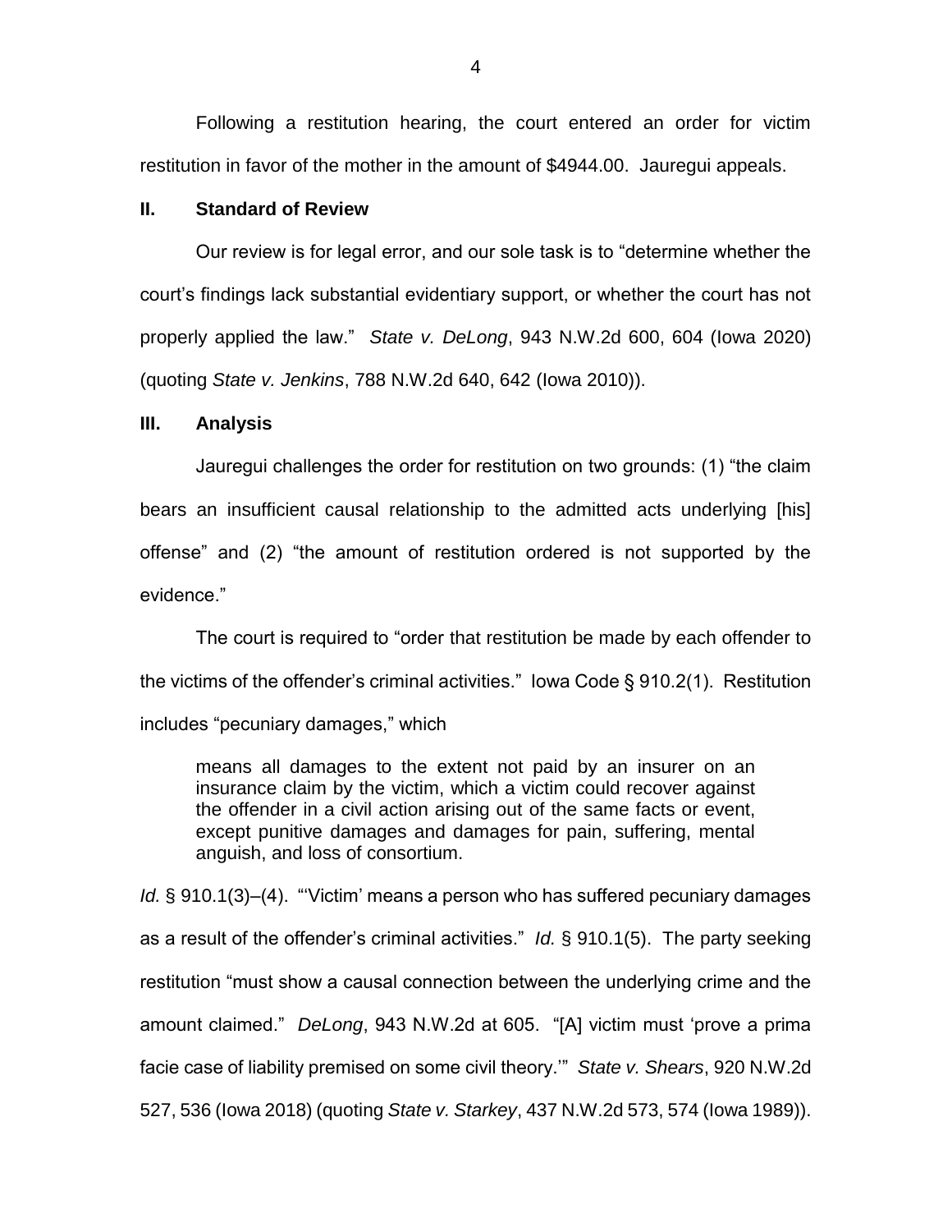Following a restitution hearing, the court entered an order for victim restitution in favor of the mother in the amount of $4944.00. Jauregui appeals.

## II. Standard of Review

Our review is for legal error, and our sole task is to "determine whether the court's findings lack substantial evidentiary support, or whether the court has not properly applied the law." *State v. DeLong*, 943 N.W.2d 600, 604 (Iowa 2020) (quoting *State v. Jenkins*, 788 N.W.2d 640, 642 (Iowa 2010)).

## III. Analysis

Jauregui challenges the order for restitution on two grounds: (1) "the claim bears an insufficient causal relationship to the admitted acts underlying [his] offense" and (2) "the amount of restitution ordered is not supported by the evidence."

The court is required to "order that restitution be made by each offender to the victims of the offender's criminal activities." Iowa Code § 910.2(1). Restitution includes "pecuniary damages," which

> means all damages to the extent not paid by an insurer on an insurance claim by the victim, which a victim could recover against the offender in a civil action arising out of the same facts or event, except punitive damages and damages for pain, suffering, mental anguish, and loss of consortium.

*Id.* § 910.1(3)–(4). "'Victim' means a person who has suffered pecuniary damages as a result of the offender's criminal activities." *Id.* § 910.1(5). The party seeking restitution "must show a causal connection between the underlying crime and the amount claimed." *DeLong*, 943 N.W.2d at 605. "[A] victim must 'prove a prima facie case of liability premised on some civil theory.'" *State v. Shears*, 920 N.W.2d 527, 536 (Iowa 2018) (quoting *State v. Starkey*, 437 N.W.2d 573, 574 (Iowa 1989)).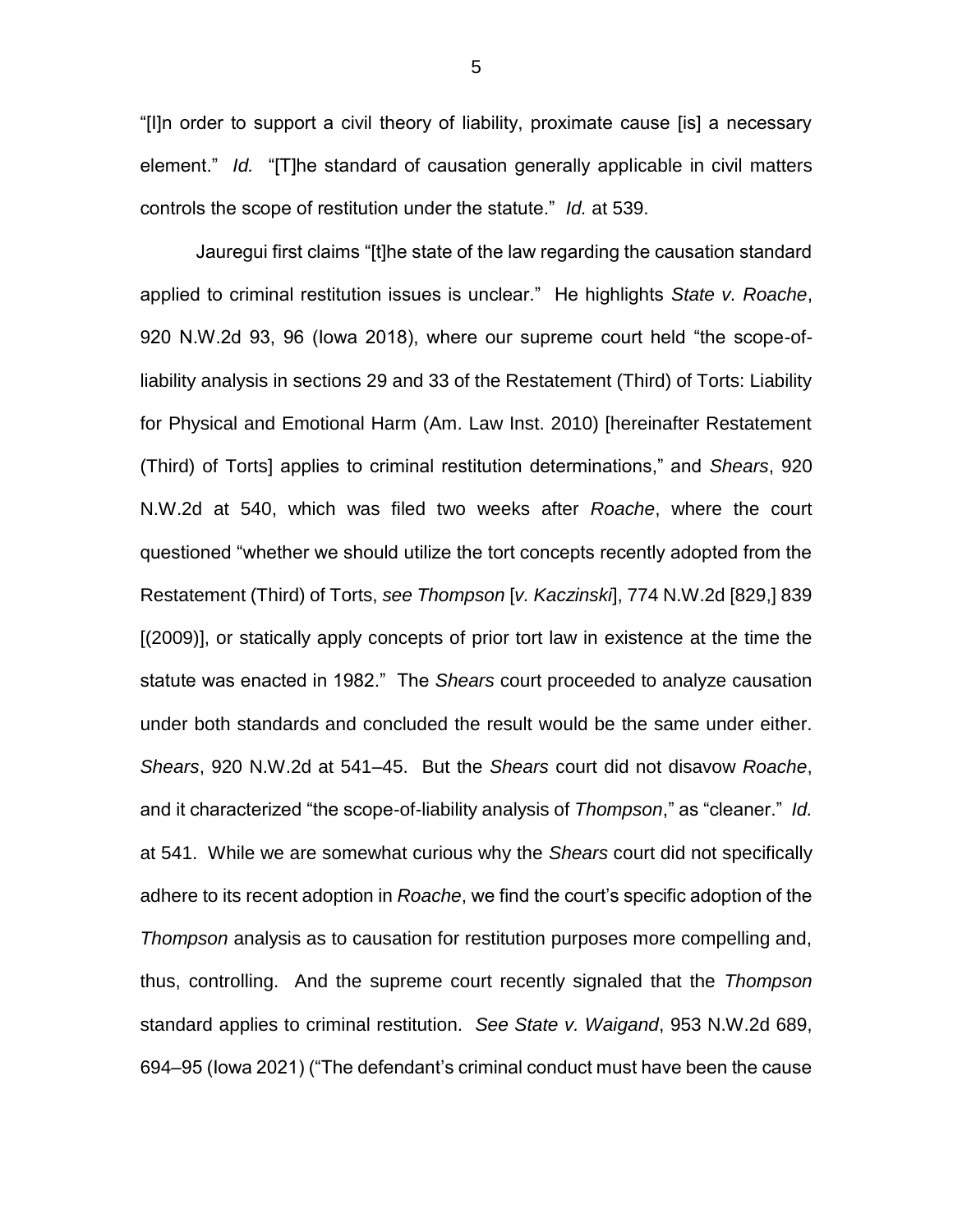"[I]n order to support a civil theory of liability, proximate cause [is] a necessary element." *Id.* "[T]he standard of causation generally applicable in civil matters controls the scope of restitution under the statute." *Id.* at 539.

Jauregui first claims "[t]he state of the law regarding the causation standard applied to criminal restitution issues is unclear." He highlights *State v. Roache*, 920 N.W.2d 93, 96 (Iowa 2018), where our supreme court held "the scope-of-liability analysis in sections 29 and 33 of the Restatement (Third) of Torts: Liability for Physical and Emotional Harm (Am. Law Inst. 2010) [hereinafter Restatement (Third) of Torts] applies to criminal restitution determinations," and *Shears*, 920 N.W.2d at 540, which was filed two weeks after *Roache*, where the court questioned "whether we should utilize the tort concepts recently adopted from the Restatement (Third) of Torts, *see Thompson* [*v. Kaczinski*], 774 N.W.2d [829,] 839 [(2009)], or statically apply concepts of prior tort law in existence at the time the statute was enacted in 1982." The *Shears* court proceeded to analyze causation under both standards and concluded the result would be the same under either. *Shears*, 920 N.W.2d at 541–45. But the *Shears* court did not disavow *Roache*, and it characterized "the scope-of-liability analysis of *Thompson*," as "cleaner." *Id.* at 541. While we are somewhat curious why the *Shears* court did not specifically adhere to its recent adoption in *Roache*, we find the court's specific adoption of the *Thompson* analysis as to causation for restitution purposes more compelling and, thus, controlling. And the supreme court recently signaled that the *Thompson* standard applies to criminal restitution. *See State v. Waigand*, 953 N.W.2d 689, 694–95 (Iowa 2021) ("The defendant's criminal conduct must have been the cause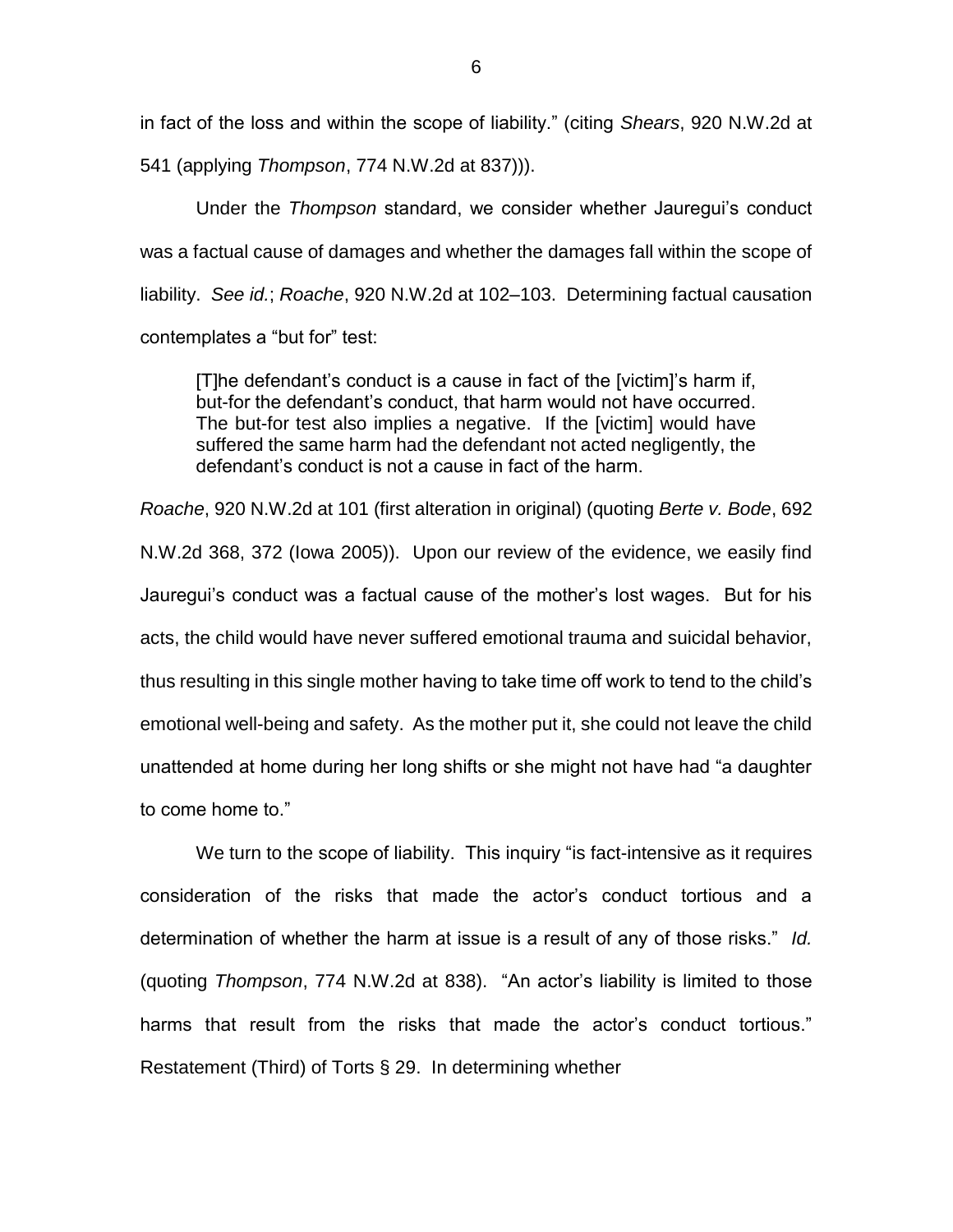in fact of the loss and within the scope of liability." (citing *Shears*, 920 N.W.2d at 541 (applying *Thompson*, 774 N.W.2d at 837))).

Under the *Thompson* standard, we consider whether Jauregui's conduct was a factual cause of damages and whether the damages fall within the scope of liability. *See id.*; *Roache*, 920 N.W.2d at 102–103. Determining factual causation contemplates a "but for" test:

> [T]he defendant's conduct is a cause in fact of the [victim]'s harm if, but-for the defendant's conduct, that harm would not have occurred. The but-for test also implies a negative. If the [victim] would have suffered the same harm had the defendant not acted negligently, the defendant's conduct is not a cause in fact of the harm.

*Roache*, 920 N.W.2d at 101 (first alteration in original) (quoting *Berte v. Bode*, 692 N.W.2d 368, 372 (Iowa 2005)). Upon our review of the evidence, we easily find Jauregui's conduct was a factual cause of the mother's lost wages. But for his acts, the child would have never suffered emotional trauma and suicidal behavior, thus resulting in this single mother having to take time off work to tend to the child's emotional well-being and safety. As the mother put it, she could not leave the child unattended at home during her long shifts or she might not have had "a daughter to come home to."

We turn to the scope of liability. This inquiry "is fact-intensive as it requires consideration of the risks that made the actor's conduct tortious and a determination of whether the harm at issue is a result of any of those risks." *Id.* (quoting *Thompson*, 774 N.W.2d at 838). "An actor's liability is limited to those harms that result from the risks that made the actor's conduct tortious." Restatement (Third) of Torts § 29. In determining whether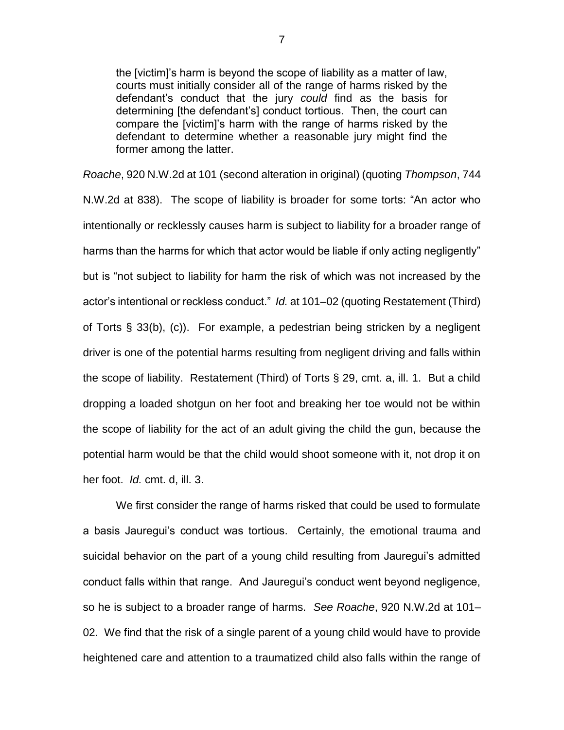> the [victim]'s harm is beyond the scope of liability as a matter of law, courts must initially consider all of the range of harms risked by the defendant's conduct that the jury *could* find as the basis for determining [the defendant's] conduct tortious. Then, the court can compare the [victim]'s harm with the range of harms risked by the defendant to determine whether a reasonable jury might find the former among the latter.

*Roache*, 920 N.W.2d at 101 (second alteration in original) (quoting *Thompson*, 744 N.W.2d at 838). The scope of liability is broader for some torts: "An actor who intentionally or recklessly causes harm is subject to liability for a broader range of harms than the harms for which that actor would be liable if only acting negligently" but is "not subject to liability for harm the risk of which was not increased by the actor's intentional or reckless conduct." *Id.* at 101–02 (quoting Restatement (Third) of Torts § 33(b), (c)). For example, a pedestrian being stricken by a negligent driver is one of the potential harms resulting from negligent driving and falls within the scope of liability. Restatement (Third) of Torts § 29, cmt. a, ill. 1. But a child dropping a loaded shotgun on her foot and breaking her toe would not be within the scope of liability for the act of an adult giving the child the gun, because the potential harm would be that the child would shoot someone with it, not drop it on her foot. *Id.* cmt. d, ill. 3.

We first consider the range of harms risked that could be used to formulate a basis Jauregui's conduct was tortious. Certainly, the emotional trauma and suicidal behavior on the part of a young child resulting from Jauregui's admitted conduct falls within that range. And Jauregui's conduct went beyond negligence, so he is subject to a broader range of harms. *See Roache*, 920 N.W.2d at 101–02. We find that the risk of a single parent of a young child would have to provide heightened care and attention to a traumatized child also falls within the range of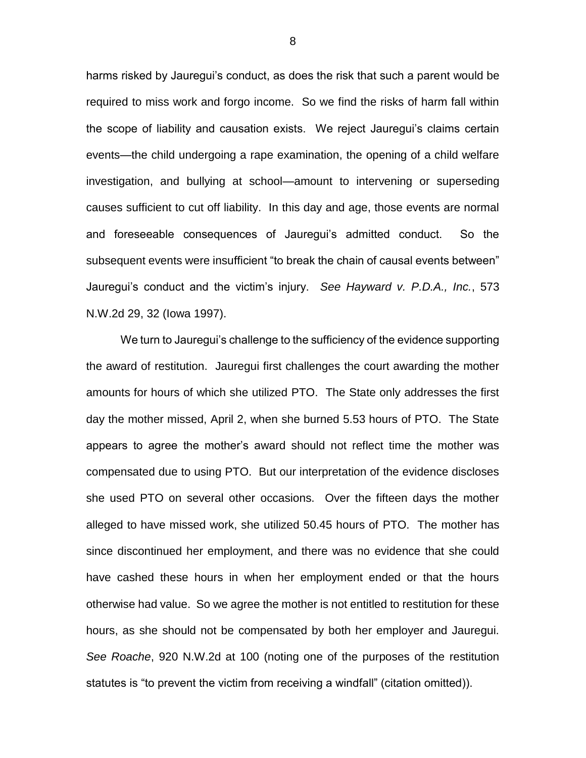harms risked by Jauregui's conduct, as does the risk that such a parent would be required to miss work and forgo income. So we find the risks of harm fall within the scope of liability and causation exists. We reject Jauregui's claims certain events—the child undergoing a rape examination, the opening of a child welfare investigation, and bullying at school—amount to intervening or superseding causes sufficient to cut off liability. In this day and age, those events are normal and foreseeable consequences of Jauregui's admitted conduct. So the subsequent events were insufficient "to break the chain of causal events between" Jauregui's conduct and the victim's injury. *See Hayward v. P.D.A., Inc.*, 573 N.W.2d 29, 32 (Iowa 1997).

We turn to Jauregui's challenge to the sufficiency of the evidence supporting the award of restitution. Jauregui first challenges the court awarding the mother amounts for hours of which she utilized PTO. The State only addresses the first day the mother missed, April 2, when she burned 5.53 hours of PTO. The State appears to agree the mother's award should not reflect time the mother was compensated due to using PTO. But our interpretation of the evidence discloses she used PTO on several other occasions. Over the fifteen days the mother alleged to have missed work, she utilized 50.45 hours of PTO. The mother has since discontinued her employment, and there was no evidence that she could have cashed these hours in when her employment ended or that the hours otherwise had value. So we agree the mother is not entitled to restitution for these hours, as she should not be compensated by both her employer and Jauregui. *See Roache*, 920 N.W.2d at 100 (noting one of the purposes of the restitution statutes is "to prevent the victim from receiving a windfall" (citation omitted)).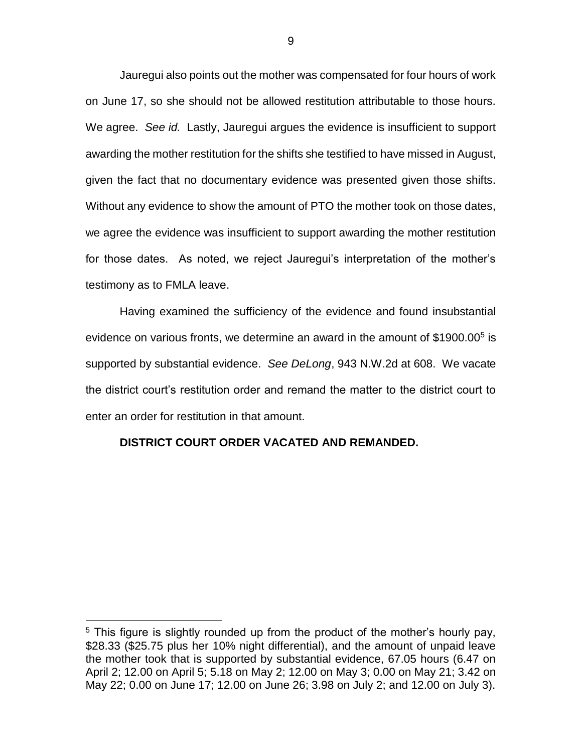Jauregui also points out the mother was compensated for four hours of work on June 17, so she should not be allowed restitution attributable to those hours. We agree. *See id.* Lastly, Jauregui argues the evidence is insufficient to support awarding the mother restitution for the shifts she testified to have missed in August, given the fact that no documentary evidence was presented given those shifts. Without any evidence to show the amount of PTO the mother took on those dates, we agree the evidence was insufficient to support awarding the mother restitution for those dates. As noted, we reject Jauregui's interpretation of the mother's testimony as to FMLA leave.

Having examined the sufficiency of the evidence and found insubstantial evidence on various fronts, we determine an award in the amount of $1900.00[5] is supported by substantial evidence. *See DeLong*, 943 N.W.2d at 608. We vacate the district court's restitution order and remand the matter to the district court to enter an order for restitution in that amount.

**DISTRICT COURT ORDER VACATED AND REMANDED.**

[5] This figure is slightly rounded up from the product of the mother's hourly pay, $28.33 ($25.75 plus her 10% night differential), and the amount of unpaid leave the mother took that is supported by substantial evidence, 67.05 hours (6.47 on April 2; 12.00 on April 5; 5.18 on May 2; 12.00 on May 3; 0.00 on May 21; 3.42 on May 22; 0.00 on June 17; 12.00 on June 26; 3.98 on July 2; and 12.00 on July 3).